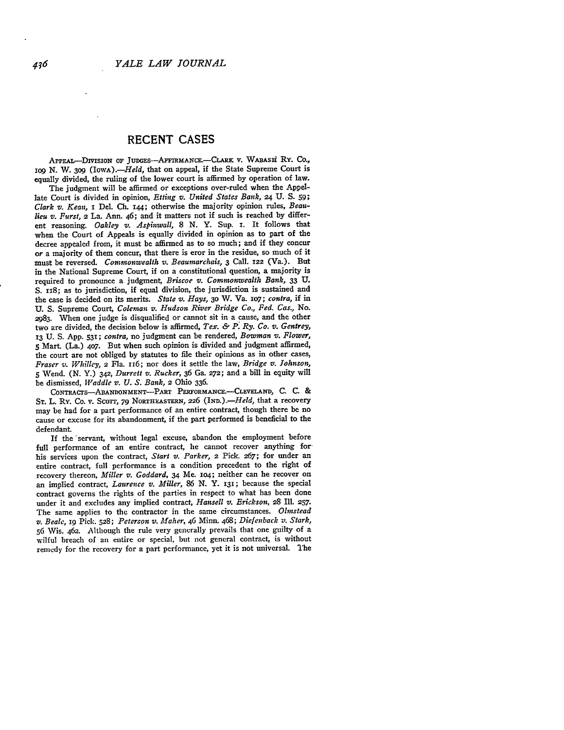## RECENT CASES

APPEAL—DIVISION OF JUDGES—AFFIRMANCE.—CLARK v. WABASH RY. CO., 109 N. W. 309 (IOWA).—*Held*, that on appeal, if the State Supreme Court is equally divided, the ruling of the lower court is affirmed by operation of law.

The judgment will be affirmed or exceptions over-ruled when the Appellate Court is divided in opinion, *Etting v. United States Bank*, 24 U. S. 59; *Clark v. Kean*, 1 Del. Ch. 144; otherwise the majority opinion rules, *Beaulieu v. Furst*, 2 La. Ann. 46; and it matters not if such is reached by different reasoning. *Oakley v. Aspinwall*, 8 N. Y. Sup. 1. It follows that when the Court of Appeals is equally divided in opinion as to part of the decree appealed from, it must be affirmed as to so much; and if they concur or a majority of them concur, that there is eror in the residue, so much of it must be reversed. *Commonwealth v. Beaumarchais*, 3 Call. 122 (Va.). But in the National Supreme Court, if on a constitutional question, a majority is required to pronounce a judgment, *Briscoe v. Commonwealth Bank*, 33 U. S. 118; as to jurisdiction, if equal division, the jurisdiction is sustained and the case is decided on its merits. *State v. Hays*, 30 W. Va. 107; *contra*, if in U. S. Supreme Court, *Coleman v. Hudson River Bridge Co., Fed. Cas.*, No. 2983. When one judge is disqualified or cannot sit in a cause, and the other two are divided, the decision below is affirmed, *Tex. & P. Ry. Co. v. Gentrey*, 13 U. S. App. 531; *contra*, no judgment can be rendered, *Bowman v. Flower*, 5 Mart. (La.) 407. But when such opinion is divided and judgment affirmed, the court are not obliged by statutes to file their opinions as in other cases, *Fraser v. Whilley*, 2 Fla. 116; nor does it settle the law, *Bridge v. Johnson*, 5 Wend. (N. Y.) 342, *Durrett v. Rucker*, 36 Ga. 272; and a bill in equity will be dismissed, *Waddle v. U. S. Bank*, 2 Ohio 336.

CONTRACTS—ABANDONMENT—PART PERFORMANCE.—CLEVELAND, C. C. & ST. L. RY. CO. v. SCOTT, 79 NORTHEASTERN, 226 (IND.).—*Held*, that a recovery may be had for a part performance of an entire contract, though there be no cause or excuse for its abandonment, if the part performed is beneficial to the defendant.

If the servant, without legal excuse, abandon the employment before full performance of an entire contract, he cannot recover anything for his services upon the contract, *Start v. Parker*, 2 Pick. 267; for under an entire contract, full performance is a condition precedent to the right of recovery thereon, *Miller v. Goddard*, 34 Me. 104; neither can he recover on an implied contract, *Laurence v. Miller*, 86 N. Y. 131; because the special contract governs the rights of the parties in respect to what has been done under it and excludes any implied contract, *Hansell v. Erickson*, 28 Ill. 257. The same applies to the contractor in the same circumstances. *Olmstead v. Beale*, 19 Pick. 528; *Peterson v. Maher*, 46 Minn. 468; *Diefenback v. Stark*, 56 Wis. 462. Although the rule very generally prevails that one guilty of a wilful breach of an entire or special, but not general contract, is without remedy for the recovery for a part performance, yet it is not universal. The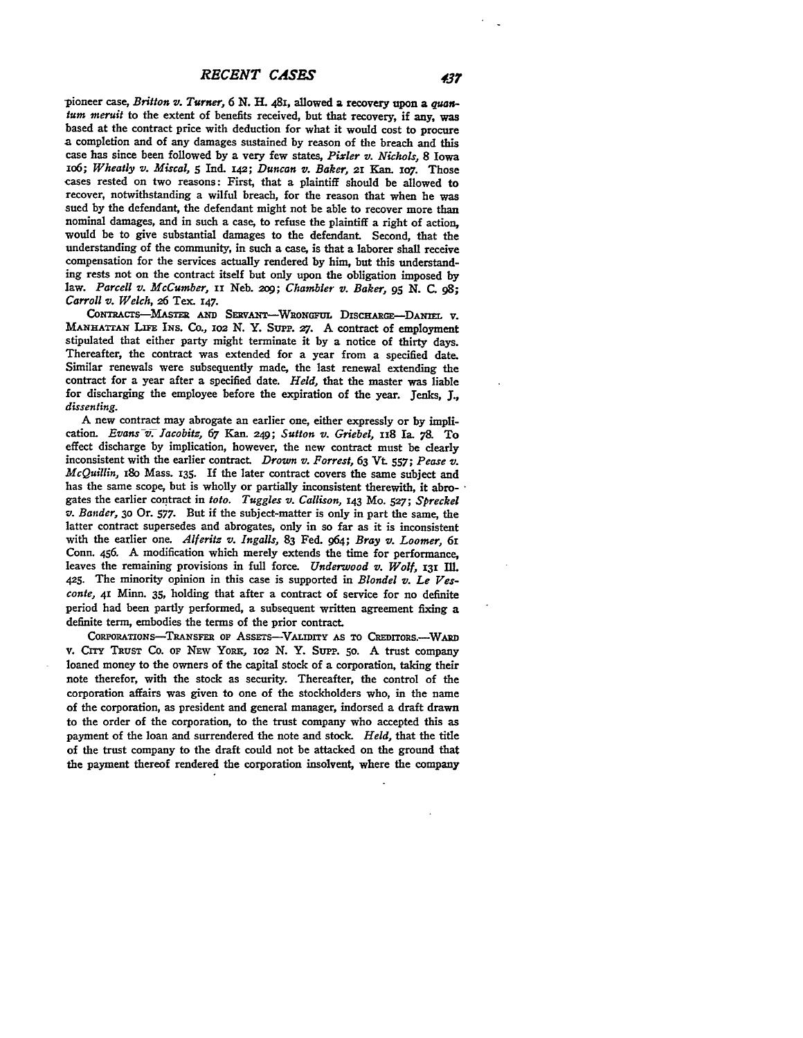pioneer case, *Britton v. Turner*, 6 N. H. 481, allowed a recovery upon a *quantum meruit* to the extent of benefits received, but that recovery, if any, was based at the contract price with deduction for what it would cost to procure a completion and of any damages sustained by reason of the breach and this case has since been followed by a very few states, *Pixler v. Nichols*, 8 Iowa 106; *Wheatly v. Miscal*, 5 Ind. 142; *Duncan v. Baker*, 21 Kan. 107. Those cases rested on two reasons: First, that a plaintiff should be allowed to recover, notwithstanding a wilful breach, for the reason that when he was sued by the defendant, the defendant might not be able to recover more than nominal damages, and in such a case, to refuse the plaintiff a right of action, would be to give substantial damages to the defendant. Second, that the understanding of the community, in such a case, is that a laborer shall receive compensation for the services actually rendered by him, but this understanding rests not on the contract itself but only upon the obligation imposed by law. *Parcell v. McCumber*, 11 Neb. 209; *Chambler v. Baker*, 95 N. C. 98; *Carroll v. Welch*, 26 Tex. 147.

CONTRACTS—MASTER AND SERVANT—WRONGFUL DISCHARGE—DANIEL v. MANHATTAN LIFE INS. CO., 102 N. Y. SUPP. 27. A contract of employment stipulated that either party might terminate it by a notice of thirty days. Thereafter, the contract was extended for a year from a specified date. Similar renewals were subsequently made, the last renewal extending the contract for a year after a specified date. *Held*, that the master was liable for discharging the employee before the expiration of the year. Jenks, J., *dissenting*.

A new contract may abrogate an earlier one, either expressly or by implication. *Evans v. Jacobitz*, 67 Kan. 249; *Sutton v. Griebel*, 118 Ia. 78. To effect discharge by implication, however, the new contract must be clearly inconsistent with the earlier contract. *Drown v. Forrest*, 63 Vt. 557; *Pease v. McQuillin*, 180 Mass. 135. If the later contract covers the same subject and has the same scope, but is wholly or partially inconsistent therewith, it abrogates the earlier contract in *toto*. *Tuggles v. Callison*, 143 Mo. 527; *Spreckel v. Bander*, 30 Or. 577. But if the subject-matter is only in part the same, the latter contract supersedes and abrogates, only in so far as it is inconsistent with the earlier one. *Alferitz v. Ingalls*, 83 Fed. 964; *Bray v. Loomer*, 61 Conn. 456. A modification which merely extends the time for performance, leaves the remaining provisions in full force. *Underwood v. Wolf*, 131 Ill. 425. The minority opinion in this case is supported in *Blondel v. Le Vesconte*, 41 Minn. 35, holding that after a contract of service for no definite period had been partly performed, a subsequent written agreement fixing a definite term, embodies the terms of the prior contract.

CORPORATIONS—TRANSFER OF ASSETS—VALIDITY AS TO CREDITORS.—WARD v. CITY TRUST CO. OF NEW YORK, 102 N. Y. SUPP. 50. A trust company loaned money to the owners of the capital stock of a corporation, taking their note therefor, with the stock as security. Thereafter, the control of the corporation affairs was given to one of the stockholders who, in the name of the corporation, as president and general manager, indorsed a draft drawn to the order of the corporation, to the trust company who accepted this as payment of the loan and surrendered the note and stock. *Held*, that the title of the trust company to the draft could not be attacked on the ground that the payment thereof rendered the corporation insolvent, where the company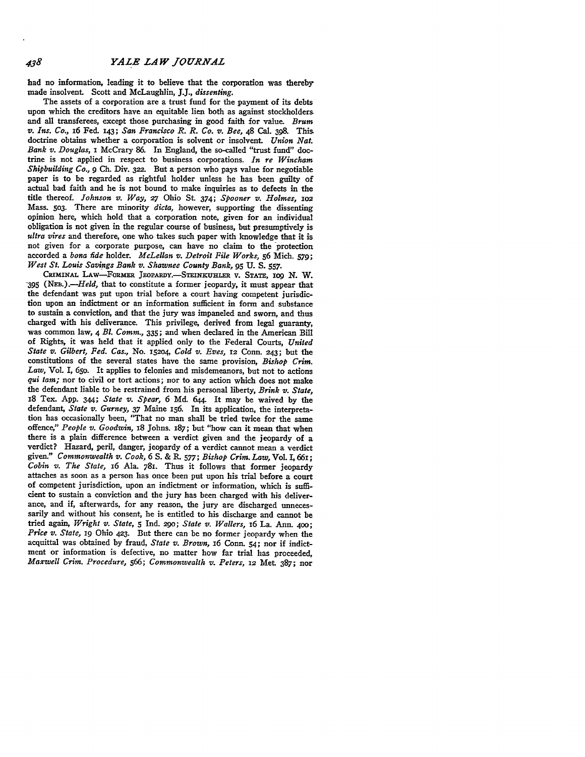had no information, leading it to believe that the corporation was thereby made insolvent. Scott and McLaughlin, J.J., *dissenting*.

The assets of a corporation are a trust fund for the payment of its debts upon which the creditors have an equitable lien both as against stockholders and all transferees, except those purchasing in good faith for value. *Brum v. Ins. Co.*, 16 Fed. 143; *San Francisco R. R. Co. v. Bee*, 48 Cal. 398. This doctrine obtains whether a corporation is solvent or insolvent. *Union Nat. Bank v. Douglas*, 1 McCrary 86. In England, the so-called "trust fund" doctrine is not applied in respect to business corporations. *In re Wincham Shipbuilding Co.*, 9 Ch. Div. 322. But a person who pays value for negotiable paper is to be regarded as rightful holder unless he has been guilty of actual bad faith and he is not bound to make inquiries as to defects in the title thereof. *Johnson v. Way*, 27 Ohio St. 374; *Spooner v. Holmes*, 102 Mass. 503. There are minority *dicta*, however, supporting the dissenting opinion here, which hold that a corporation note, given for an individual obligation is not given in the regular course of business, but presumptively is *ultra vires* and therefore, one who takes such paper with knowledge that it is not given for a corporate purpose, can have no claim to the protection accorded a *bona fide* holder. *McLellan v. Detroit File Works*, 56 Mich. 579; *West St. Louis Savings Bank v. Shawnee County Bank*, 95 U. S. 557.

CRIMINAL LAW—FORMER JEOPARDY.—STEINKUHLER v. STATE, 109 N. W. 395 (NEB.).—*Held*, that to constitute a former jeopardy, it must appear that the defendant was put upon trial before a court having competent jurisdiction upon an indictment or an information sufficient in form and substance to sustain a conviction, and that the jury was impaneled and sworn, and thus charged with his deliverance. This privilege, derived from legal guaranty, was common law, 4 *Bl. Comm.*, 335; and when declared in the American Bill of Rights, it was held that it applied only to the Federal Courts, *United State v. Gilbert, Fed. Cas.*, No. 15204, *Cold v. Eves*, 12 Conn. 243; but the constitutions of the several states have the same provision, *Bishop Crim. Law*, Vol. I, 650. It applies to felonies and misdemeanors, but not to actions *qui tam;* nor to civil or tort actions; nor to any action which does not make the defendant liable to be restrained from his personal liberty, *Brink v. State*, 18 Tex. App. 344; *State v. Spear*, 6 Md. 644. It may be waived by the defendant, *State v. Gurney*, 37 Maine 156. In its application, the interpretation has occasionally been, "That no man shall be tried twice for the same offence," *People v. Goodwin*, 18 Johns. 187; but "how can it mean that when there is a plain difference between a verdict given and the jeopardy of a verdict? Hazard, peril, danger, jeopardy of a verdict cannot mean a verdict given." *Commonwealth v. Cook*, 6 S. & R. 577; *Bishop Crim. Law*, Vol. I, 661; *Cobin v. The State*, 16 Ala. 781. Thus it follows that former jeopardy attaches as soon as a person has once been put upon his trial before a court of competent jurisdiction, upon an indictment or information, which is sufficient to sustain a conviction and the jury has been charged with his deliverance, and if, afterwards, for any reason, the jury are discharged unnecessarily and without his consent, he is entitled to his discharge and cannot be tried again, *Wright v. State*, 5 Ind. 290; *State v. Wallers*, 16 La. Ann. 400; *Price v. State*, 19 Ohio 423. But there can be no former jeopardy when the acquittal was obtained by fraud, *State v. Brown*, 16 Conn. 54; nor if indictment or information is defective, no matter how far trial has proceeded, *Maxwell Crim. Procedure*, 566; *Commonwealth v. Peters*, 12 Met. 387; nor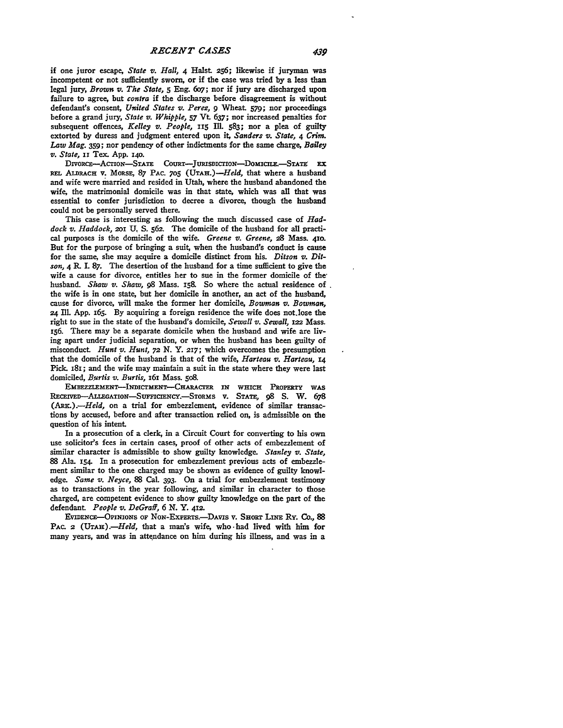if one juror escape, *State v. Hall*, 4 Halst. 256; likewise if juryman was incompetent or not sufficiently sworn, or if the case was tried by a less than legal jury, *Brown v. The State*, 5 Eng. 607; nor if jury are discharged upon failure to agree, but *contra* if the discharge before disagreement is without defendant's consent, *United States v. Perez*, 9 Wheat. 579; nor proceedings before a grand jury, *State v. Whipple*, 57 Vt. 637; nor increased penalties for subsequent offences, *Kelley v. People*, 115 Ill. 583; nor a plea of guilty extorted by duress and judgment entered upon it, *Sanders v. State*, 4 *Crim. Law Mag.* 359; nor pendency of other indictments for the same charge, *Bailey v. State*, 11 Tex. App. 140.

DIVORCE—ACTION—STATE COURT—JURISDICTION—DOMICILE.—STATE EX REL ALDRACH v. MORSE, 87 PAC. 705 (UTAH.)—*Held*, that where a husband and wife were married and resided in Utah, where the husband abandoned the wife, the matrimonial domicile was in that state, which was all that was essential to confer jurisdiction to decree a divorce, though the husband could not be personally served there.

This case is interesting as following the much discussed case of *Haddock v. Haddock*, 201 U. S. 562. The domicile of the husband for all practical purposes is the domicile of the wife. *Greene v. Greene*, 28 Mass. 410. But for the purpose of bringing a suit, when the husband's conduct is cause for the same, she may acquire a domicile distinct from his. *Ditson v. Ditson*, 4 R. I. 87. The desertion of the husband for a time sufficient to give the wife a cause for divorce, entitles her to sue in the former domicile of the husband. *Shaw v. Shaw*, 98 Mass. 158. So where the actual residence of the wife is in one state, but her domicile in another, an act of the husband, cause for divorce, will make the former her domicile, *Bowman v. Bowman*, 24 Ill. App. 165. By acquiring a foreign residence the wife does not lose the right to sue in the state of the husband's domicile, *Sewall v. Sewall*, 122 Mass. 156. There may be a separate domicile when the husband and wife are living apart under judicial separation, or when the husband has been guilty of misconduct. *Hunt v. Hunt*, 72 N. Y. 217; which overcomes the presumption that the domicile of the husband is that of the wife, *Harteau v. Harteau*, 14 Pick. 181; and the wife may maintain a suit in the state where they were last domiciled, *Burtis v. Burtis*, 161 Mass. 508.

EMBEZZLEMENT—INDICTMENT—CHARACTER IN WHICH PROPERTY WAS RECEIVED—ALLEGATION—SUFFICIENCY.—STORMS v. STATE, 98 S. W. 678 (ARK.).—*Held*, on a trial for embezzlement, evidence of similar transactions by accused, before and after transaction relied on, is admissible on the question of his intent.

In a prosecution of a clerk, in a Circuit Court for converting to his own use solicitor's fees in certain cases, proof of other acts of embezzlement of similar character is admissible to show guilty knowledge. *Stanley v. State*, 88 Ala. 154. In a prosecution for embezzlement previous acts of embezzlement similar to the one charged may be shown as evidence of guilty knowledge. *Same v. Neyce*, 88 Cal. 393. On a trial for embezzlement testimony as to transactions in the year following, and similar in character to those charged, are competent evidence to show guilty knowledge on the part of the defendant. *People v. DeGraff*, 6 N. Y. 412.

EVIDENCE—OPINIONS OF NON-EXPERTS.—DAVIS v. SHORT LINE RY. CO., 88 PAC. 2 (UTAH).—*Held*, that a man's wife, who had lived with him for many years, and was in attendance on him during his illness, and was in a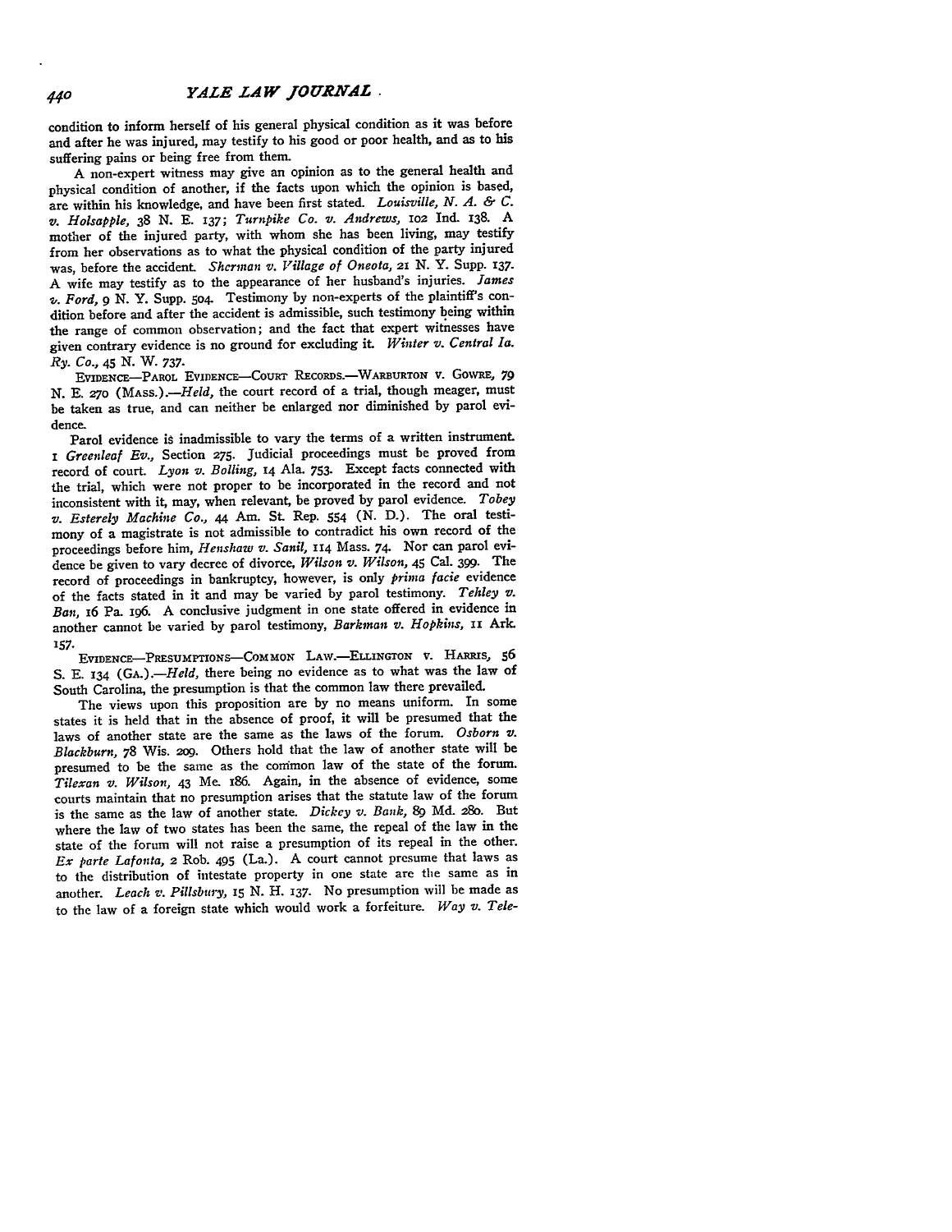condition to inform herself of his general physical condition as it was before and after he was injured, may testify to his good or poor health, and as to his suffering pains or being free from them.

A non-expert witness may give an opinion as to the general health and physical condition of another, if the facts upon which the opinion is based, are within his knowledge, and have been first stated. *Louisville, N. A. & C. v. Holsapple*, 38 N. E. 137; *Turnpike Co. v. Andrews*, 102 Ind. 138. A mother of the injured party, with whom she has been living, may testify from her observations as to what the physical condition of the party injured was, before the accident. *Sherman v. Village of Oneota*, 21 N. Y. Supp. 137. A wife may testify as to the appearance of her husband's injuries. *James v. Ford*, 9 N. Y. Supp. 504. Testimony by non-experts of the plaintiff's condition before and after the accident is admissible, such testimony being within the range of common observation; and the fact that expert witnesses have given contrary evidence is no ground for excluding it. *Winter v. Central Ia. Ry. Co.*, 45 N. W. 737.

EVIDENCE—PAROL EVIDENCE—COURT RECORDS.—WARBURTON v. GOWRE, 79 N. E. 270 (MASS.).—*Held*, the court record of a trial, though meager, must be taken as true, and can neither be enlarged nor diminished by parol evidence.

Parol evidence is inadmissible to vary the terms of a written instrument. 1 *Greenleaf Ev.*, Section 275. Judicial proceedings must be proved from record of court. *Lyon v. Bolling*, 14 Ala. 753. Except facts connected with the trial, which were not proper to be incorporated in the record and not inconsistent with it, may, when relevant, be proved by parol evidence. *Tobey v. Esterely Machine Co.*, 44 Am. St. Rep. 554 (N. D.). The oral testimony of a magistrate is not admissible to contradict his own record of the proceedings before him, *Henshaw v. Sanil*, 114 Mass. 74. Nor can parol evidence be given to vary decree of divorce, *Wilson v. Wilson*, 45 Cal. 399. The record of proceedings in bankruptcy, however, is only *prima facie* evidence of the facts stated in it and may be varied by parol testimony. *Tehley v. Ban*, 16 Pa. 196. A conclusive judgment in one state offered in evidence in another cannot be varied by parol testimony, *Barkman v. Hopkins*, 11 Ark. 157.

EVIDENCE—PRESUMPTIONS—COMMON LAW.—ELLINGTON v. HARRIS, 56 S. E. 134 (GA.).—*Held*, there being no evidence as to what was the law of South Carolina, the presumption is that the common law there prevailed.

The views upon this proposition are by no means uniform. In some states it is held that in the absence of proof, it will be presumed that the laws of another state are the same as the laws of the forum. *Osborn v. Blackburn*, 78 Wis. 209. Others hold that the law of another state will be presumed to be the same as the common law of the state of the forum. *Tilexan v. Wilson*, 43 Me. 186. Again, in the absence of evidence, some courts maintain that no presumption arises that the statute law of the forum is the same as the law of another state. *Dickey v. Bank*, 89 Md. 280. But where the law of two states has been the same, the repeal of the law in the state of the forum will not raise a presumption of its repeal in the other. *Ex parte Lafonta*, 2 Rob. 495 (La.). A court cannot presume that laws as to the distribution of intestate property in one state are the same as in another. *Leach v. Pillsbury*, 15 N. H. 137. No presumption will be made as to the law of a foreign state which would work a forfeiture. *Way v. Tele-*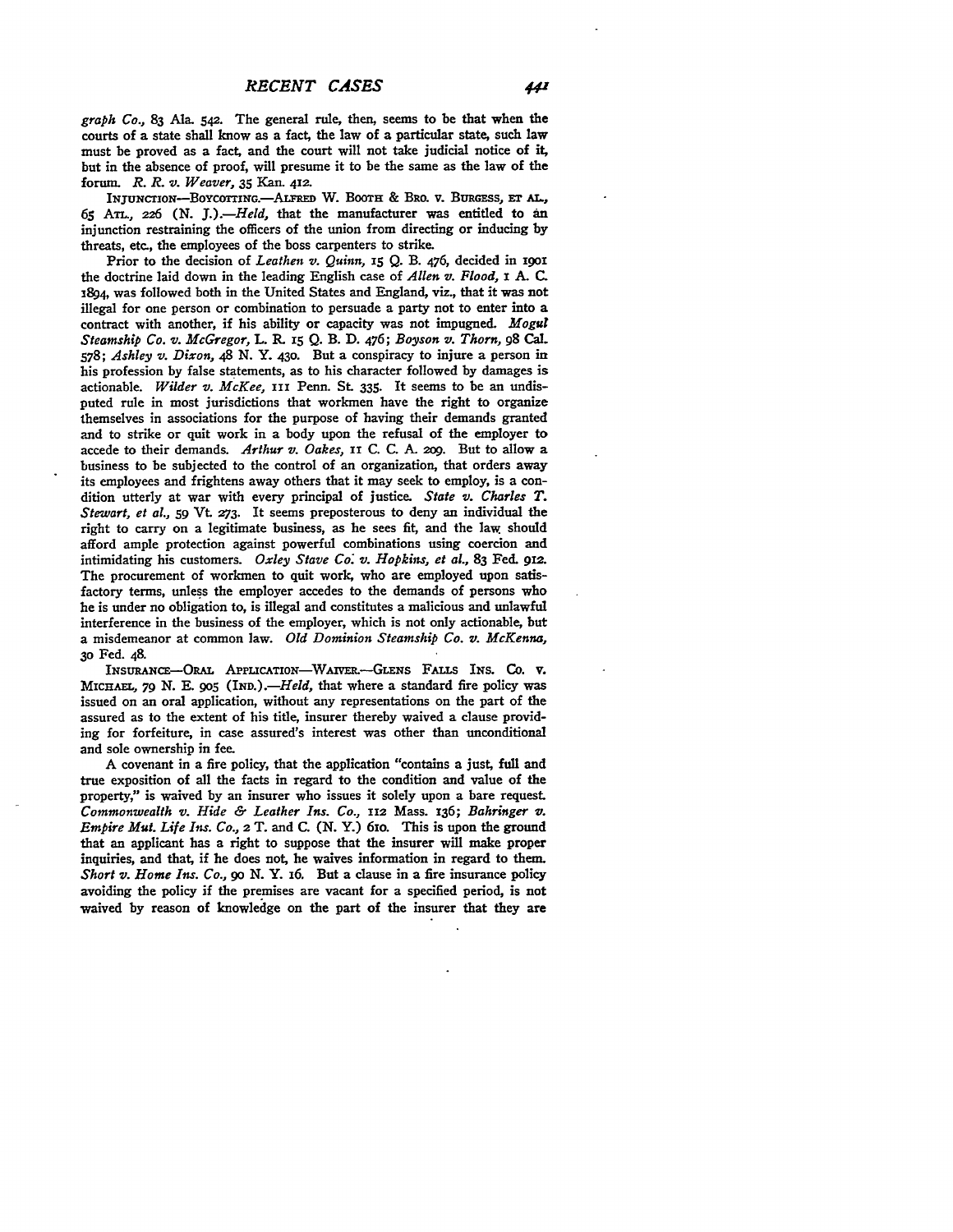*graph Co.*, 83 Ala. 542. The general rule, then, seems to be that when the courts of a state shall know as a fact, the law of a particular state, such law must be proved as a fact, and the court will not take judicial notice of it, but in the absence of proof, will presume it to be the same as the law of the forum. *R. R. v. Weaver*, 35 Kan. 412.

INJUNCTION—BOYCOTTING.—ALFRED W. BOOTH & BRO. v. BURGESS, ET AL., 65 ATL., 226 (N. J.).—*Held*, that the manufacturer was entitled to an injunction restraining the officers of the union from directing or inducing by threats, etc., the employees of the boss carpenters to strike.

Prior to the decision of *Leathen v. Quinn*, 15 Q. B. 476, decided in 1901 the doctrine laid down in the leading English case of *Allen v. Flood*, 1 A. C. 1894, was followed both in the United States and England, viz., that it was not illegal for one person or combination to persuade a party not to enter into a contract with another, if his ability or capacity was not impugned. *Mogul Steamship Co. v. McGregor*, L. R. 15 Q. B. D. 476; *Boyson v. Thorn*, 98 Cal. 578; *Ashley v. Dixon*, 48 N. Y. 430. But a conspiracy to injure a person in his profession by false statements, as to his character followed by damages is actionable. *Wilder v. McKee*, 111 Penn. St. 335. It seems to be an undisputed rule in most jurisdictions that workmen have the right to organize themselves in associations for the purpose of having their demands granted and to strike or quit work in a body upon the refusal of the employer to accede to their demands. *Arthur v. Oakes*, 11 C. C. A. 209. But to allow a business to be subjected to the control of an organization, that orders away its employees and frightens away others that it may seek to employ, is a condition utterly at war with every principal of justice. *State v. Charles T. Stewart, et al.*, 59 Vt. 273. It seems preposterous to deny an individual the right to carry on a legitimate business, as he sees fit, and the law should afford ample protection against powerful combinations using coercion and intimidating his customers. *Oxley Stave Co. v. Hopkins, et al.*, 83 Fed. 912. The procurement of workmen to quit work, who are employed upon satisfactory terms, unless the employer accedes to the demands of persons who he is under no obligation to, is illegal and constitutes a malicious and unlawful interference in the business of the employer, which is not only actionable, but a misdemeanor at common law. *Old Dominion Steamship Co. v. McKenna*, 30 Fed. 48.

INSURANCE—ORAL APPLICATION—WAIVER.—GLENS FALLS INS. CO. v. MICHAEL, 79 N. E. 905 (IND.).—*Held*, that where a standard fire policy was issued on an oral application, without any representations on the part of the assured as to the extent of his title, insurer thereby waived a clause providing for forfeiture, in case assured's interest was other than unconditional and sole ownership in fee.

A covenant in a fire policy, that the application "contains a just, full and true exposition of all the facts in regard to the condition and value of the property," is waived by an insurer who issues it solely upon a bare request. *Commonwealth v. Hide & Leather Ins. Co.*, 112 Mass. 136; *Bahringer v. Empire Mut. Life Ins. Co.*, 2 T. and C. (N. Y.) 610. This is upon the ground that an applicant has a right to suppose that the insurer will make proper inquiries, and that, if he does not, he waives information in regard to them. *Short v. Home Ins. Co.*, 90 N. Y. 16. But a clause in a fire insurance policy avoiding the policy if the premises are vacant for a specified period, is not waived by reason of knowledge on the part of the insurer that they are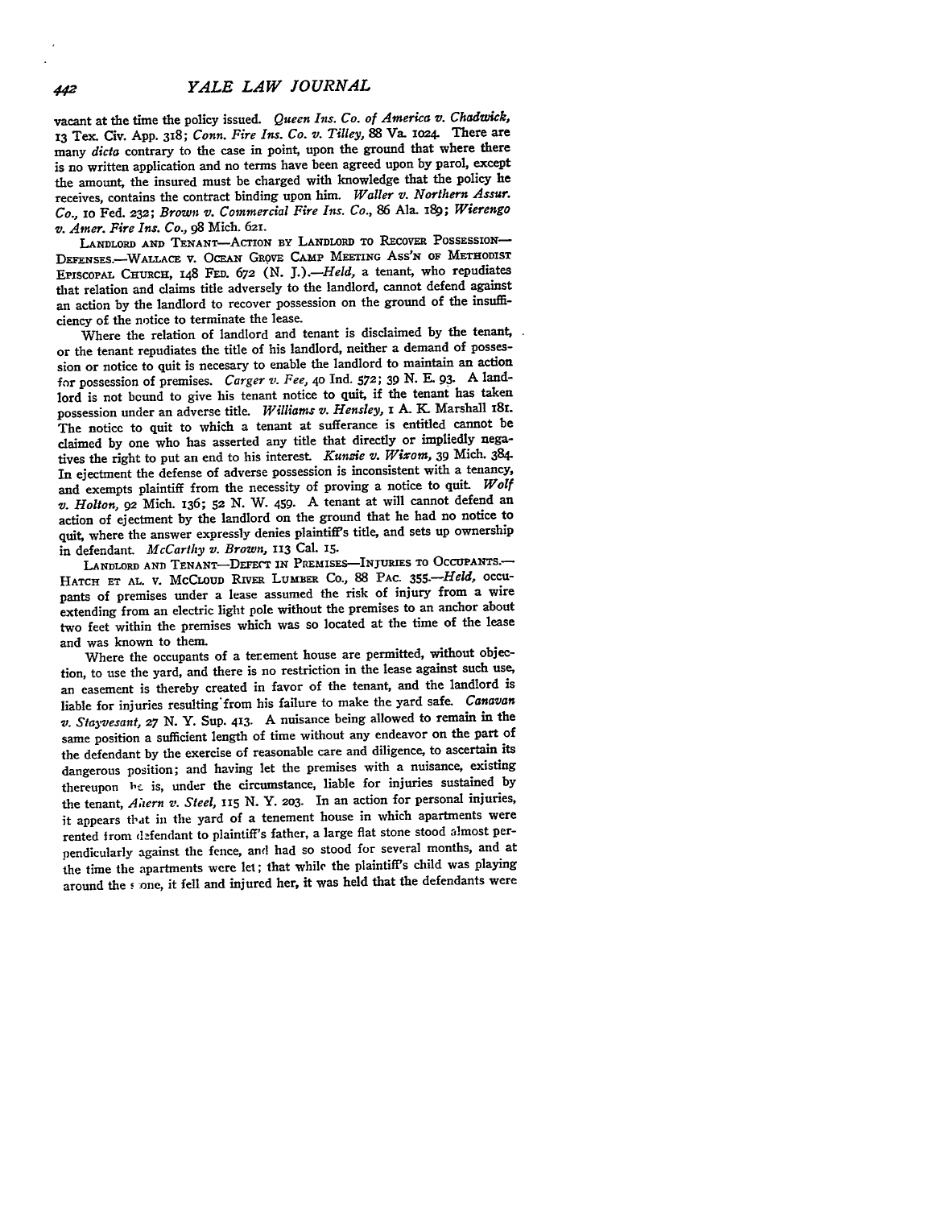vacant at the time the policy issued. *Queen Ins. Co. of America v. Chadwick*, 13 Tex. Civ. App. 318; *Conn. Fire Ins. Co. v. Tilley*, 88 Va. 1024. There are many *dicta* contrary to the case in point, upon the ground that where there is no written application and no terms have been agreed upon by parol, except the amount, the insured must be charged with knowledge that the policy he receives, contains the contract binding upon him. *Waller v. Northern Assur. Co.*, 10 Fed. 232; *Brown v. Commercial Fire Ins. Co.*, 86 Ala. 189; *Wierengo v. Amer. Fire Ins. Co.*, 98 Mich. 621.

LANDLORD AND TENANT—ACTION BY LANDLORD TO RECOVER POSSESSION—DEFENSES.—WALLACE V. OCEAN GROVE CAMP MEETING ASS'N OF METHODIST EPISCOPAL CHURCH, 148 FED. 672 (N. J.).—*Held*, a tenant, who repudiates that relation and claims title adversely to the landlord, cannot defend against an action by the landlord to recover possession on the ground of the insufficiency of the notice to terminate the lease.

Where the relation of landlord and tenant is disclaimed by the tenant, or the tenant repudiates the title of his landlord, neither a demand of possession or notice to quit is necesary to enable the landlord to maintain an action for possession of premises. *Carger v. Fee*, 40 Ind. 572; 39 N. E. 93. A landlord is not bound to give his tenant notice to quit, if the tenant has taken possession under an adverse title. *Williams v. Hensley*, 1 A. K. Marshall 181. The notice to quit to which a tenant at sufferance is entitled cannot be claimed by one who has asserted any title that directly or impliedly negatives the right to put an end to his interest. *Kunzie v. Wixom*, 39 Mich. 384. In ejectment the defense of adverse possession is inconsistent with a tenancy, and exempts plaintiff from the necessity of proving a notice to quit. *Wolf v. Holton*, 92 Mich. 136; 52 N. W. 459. A tenant at will cannot defend an action of ejectment by the landlord on the ground that he had no notice to quit, where the answer expressly denies plaintiff's title, and sets up ownership in defendant. *McCarthy v. Brown*, 113 Cal. 15.

LANDLORD AND TENANT—DEFECT IN PREMISES—INJURIES TO OCCUPANTS.—HATCH ET AL. V. MCCLOUD RIVER LUMBER CO., 88 PAC. 355.—*Held*, occupants of premises under a lease assumed the risk of injury from a wire extending from an electric light pole without the premises to an anchor about two feet within the premises which was so located at the time of the lease and was known to them.

Where the occupants of a tenement house are permitted, without objection, to use the yard, and there is no restriction in the lease against such use, an easement is thereby created in favor of the tenant, and the landlord is liable for injuries resulting from his failure to make the yard safe. *Canavan v. Stayvesant*, 27 N. Y. Sup. 413. A nuisance being allowed to remain in the same position a sufficient length of time without any endeavor on the part of the defendant by the exercise of reasonable care and diligence, to ascertain its dangerous position; and having let the premises with a nuisance, existing thereupon he is, under the circumstance, liable for injuries sustained by the tenant, *Ahern v. Steel*, 115 N. Y. 203. In an action for personal injuries, it appears that in the yard of a tenement house in which apartments were rented from defendant to plaintiff's father, a large flat stone stood almost perpendicularly against the fence, and had so stood for several months, and at the time the apartments were let; that while the plaintiff's child was playing around the stone, it fell and injured her, it was held that the defendants were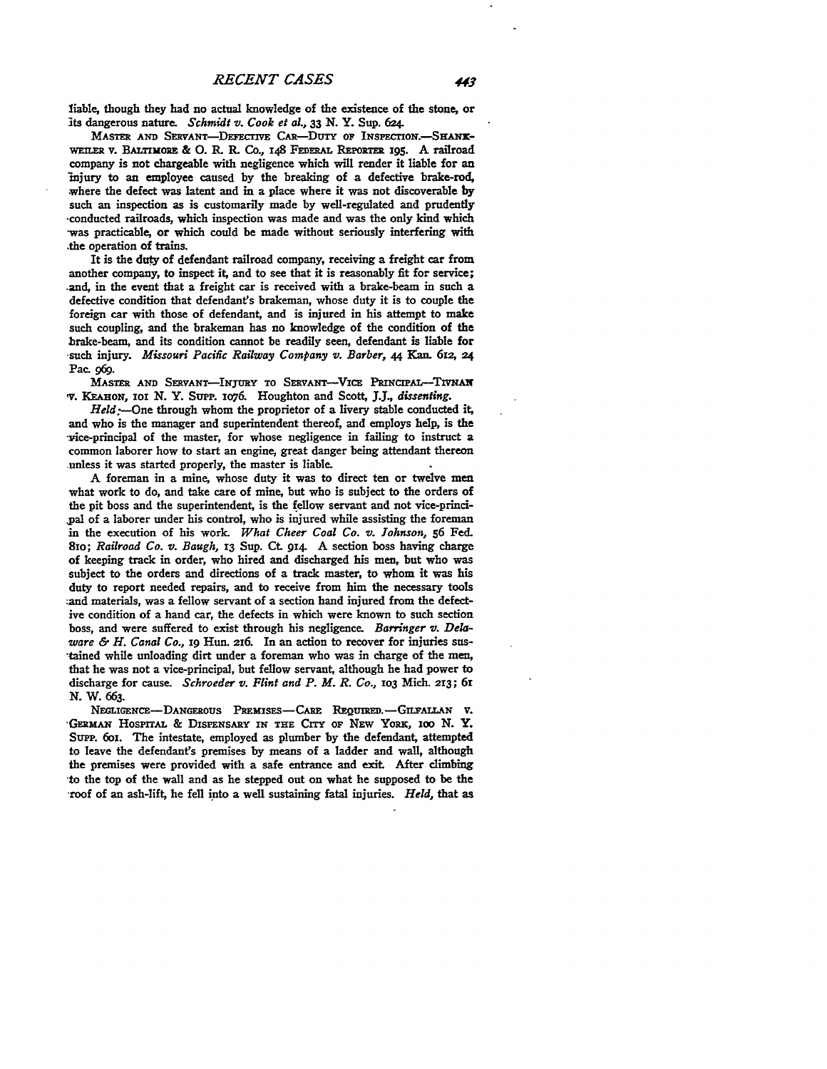liable, though they had no actual knowledge of the existence of the stone, or its dangerous nature. *Schmidt v. Cook et al.*, 33 N. Y. Sup. 624.

MASTER AND SERVANT—DEFECTIVE CAR—DUTY OF INSPECTION.—SHANKWEILER v. BALTIMORE & O. R. R. CO., 148 FEDERAL REPORTER 195. A railroad company is not chargeable with negligence which will render it liable for an injury to an employee caused by the breaking of a defective brake-rod, where the defect was latent and in a place where it was not discoverable by such an inspection as is customarily made by well-regulated and prudently conducted railroads, which inspection was made and was the only kind which was practicable, or which could be made without seriously interfering with the operation of trains.

It is the duty of defendant railroad company, receiving a freight car from another company, to inspect it, and to see that it is reasonably fit for service; and, in the event that a freight car is received with a brake-beam in such a defective condition that defendant's brakeman, whose duty it is to couple the foreign car with those of defendant, and is injured in his attempt to make such coupling, and the brakeman has no knowledge of the condition of the brake-beam, and its condition cannot be readily seen, defendant is liable for such injury. *Missouri Pacific Railway Company v. Barber*, 44 Kan. 612, 24 Pac. 969.

MASTER AND SERVANT—INJURY TO SERVANT—VICE PRINCIPAL—TIVNAN v. KEAHON, 101 N. Y. SUPP. 1076. Houghton and Scott, J.J., *dissenting*.

*Held*:—One through whom the proprietor of a livery stable conducted it, and who is the manager and superintendent thereof, and employs help, is the vice-principal of the master, for whose negligence in failing to instruct a common laborer how to start an engine, great danger being attendant thereon unless it was started properly, the master is liable.

A foreman in a mine, whose duty it was to direct ten or twelve men what work to do, and take care of mine, but who is subject to the orders of the pit boss and the superintendent, is the fellow servant and not vice-principal of a laborer under his control, who is injured while assisting the foreman in the execution of his work. *What Cheer Coal Co. v. Johnson*, 56 Fed. 810; *Railroad Co. v. Baugh*, 13 Sup. Ct. 914. A section boss having charge of keeping track in order, who hired and discharged his men, but who was subject to the orders and directions of a track master, to whom it was his duty to report needed repairs, and to receive from him the necessary tools and materials, was a fellow servant of a section hand injured from the defective condition of a hand car, the defects in which were known to such section boss, and were suffered to exist through his negligence. *Barringer v. Delaware & H. Canal Co.*, 19 Hun. 216. In an action to recover for injuries sustained while unloading dirt under a foreman who was in charge of the men, that he was not a vice-principal, but fellow servant, although he had power to discharge for cause. *Schroeder v. Flint and P. M. R. Co.*, 103 Mich. 213; 61 N. W. 663.

NEGLIGENCE—DANGEROUS PREMISES—CARE REQUIRED.—GILFALLAN v. GERMAN HOSPITAL & DISPENSARY IN THE CITY OF NEW YORK, 100 N. Y. SUPP. 601. The intestate, employed as plumber by the defendant, attempted to leave the defendant's premises by means of a ladder and wall, although the premises were provided with a safe entrance and exit. After climbing to the top of the wall and as he stepped out on what he supposed to be the roof of an ash-lift, he fell into a well sustaining fatal injuries. *Held*, that as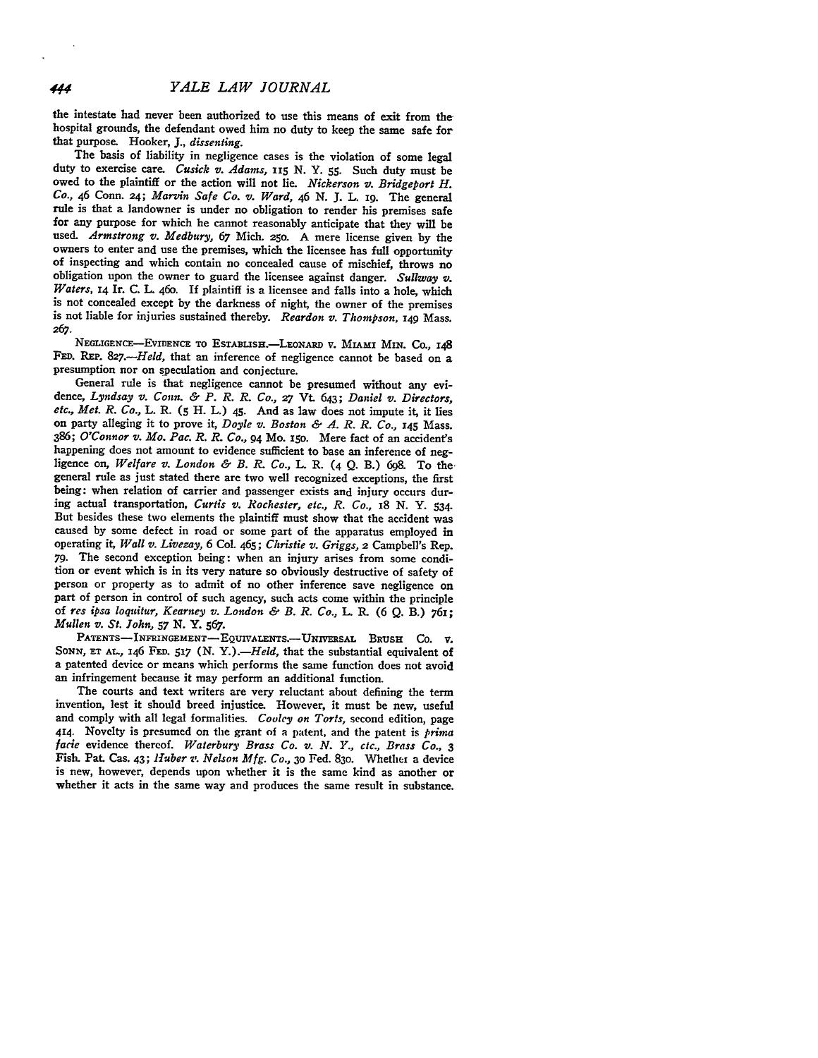the intestate had never been authorized to use this means of exit from the hospital grounds, the defendant owed him no duty to keep the same safe for that purpose. Hooker, J., *dissenting*.

The basis of liability in negligence cases is the violation of some legal duty to exercise care. *Cusick v. Adams*, 115 N. Y. 55. Such duty must be owed to the plaintiff or the action will not lie. *Nickerson v. Bridgeport H. Co.*, 46 Conn. 24; *Marvin Safe Co. v. Ward*, 46 N. J. L. 19. The general rule is that a landowner is under no obligation to render his premises safe for any purpose for which he cannot reasonably anticipate that they will be used. *Armstrong v. Medbury*, 67 Mich. 250. A mere license given by the owners to enter and use the premises, which the licensee has full opportunity of inspecting and which contain no concealed cause of mischief, throws no obligation upon the owner to guard the licensee against danger. *Sullway v. Waters*, 14 Ir. C. L. 460. If plaintiff is a licensee and falls into a hole, which is not concealed except by the darkness of night, the owner of the premises is not liable for injuries sustained thereby. *Reardon v. Thompson*, 149 Mass. 267.

NEGLIGENCE—EVIDENCE TO ESTABLISH.—LEONARD V. MIAMI MIN. CO., 148 FED. REP. 827.—*Held*, that an inference of negligence cannot be based on a presumption nor on speculation and conjecture.

General rule is that negligence cannot be presumed without any evidence, *Lyndsay v. Conn. & P. R. R. Co.*, 27 Vt. 643; *Daniel v. Directors, etc., Met. R. Co.*, L. R. (5 H. L.) 45. And as law does not impute it, it lies on party alleging it to prove it, *Doyle v. Boston & A. R. R. Co.*, 145 Mass. 386; *O'Connor v. Mo. Pac. R. R. Co.*, 94 Mo. 150. Mere fact of an accident's happening does not amount to evidence sufficient to base an inference of negligence on, *Welfare v. London & B. R. Co.*, L. R. (4 Q. B.) 698. To the general rule as just stated there are two well recognized exceptions, the first being: when relation of carrier and passenger exists and injury occurs during actual transportation, *Curtis v. Rochester, etc., R. Co.*, 18 N. Y. 534. But besides these two elements the plaintiff must show that the accident was caused by some defect in road or some part of the apparatus employed in operating it, *Wall v. Livezay*, 6 Col. 465; *Christie v. Griggs*, 2 Campbell's Rep. 79. The second exception being: when an injury arises from some condition or event which is in its very nature so obviously destructive of safety of person or property as to admit of no other inference save negligence on part of person in control of such agency, such acts come within the principle of *res ipsa loquitur*, *Kearney v. London & B. R. Co.*, L. R. (6 Q. B.) 761; *Mullen v. St. John*, 57 N. Y. 567.

PATENTS—INFRINGEMENT—EQUIVALENTS.—UNIVERSAL BRUSH CO. V. SONN, ET AL., 146 FED. 517 (N. Y.).—*Held*, that the substantial equivalent of a patented device or means which performs the same function does not avoid an infringement because it may perform an additional function.

The courts and text writers are very reluctant about defining the term invention, lest it should breed injustice. However, it must be new, useful and comply with all legal formalities. *Cooley on Torts*, second edition, page 414. Novelty is presumed on the grant of a patent, and the patent is *prima facie* evidence thereof. *Waterbury Brass Co. v. N. Y., etc., Brass Co.*, 3 Fish. Pat. Cas. 43; *Huber v. Nelson Mfg. Co.*, 30 Fed. 830. Whether a device is new, however, depends upon whether it is the same kind as another or whether it acts in the same way and produces the same result in substance.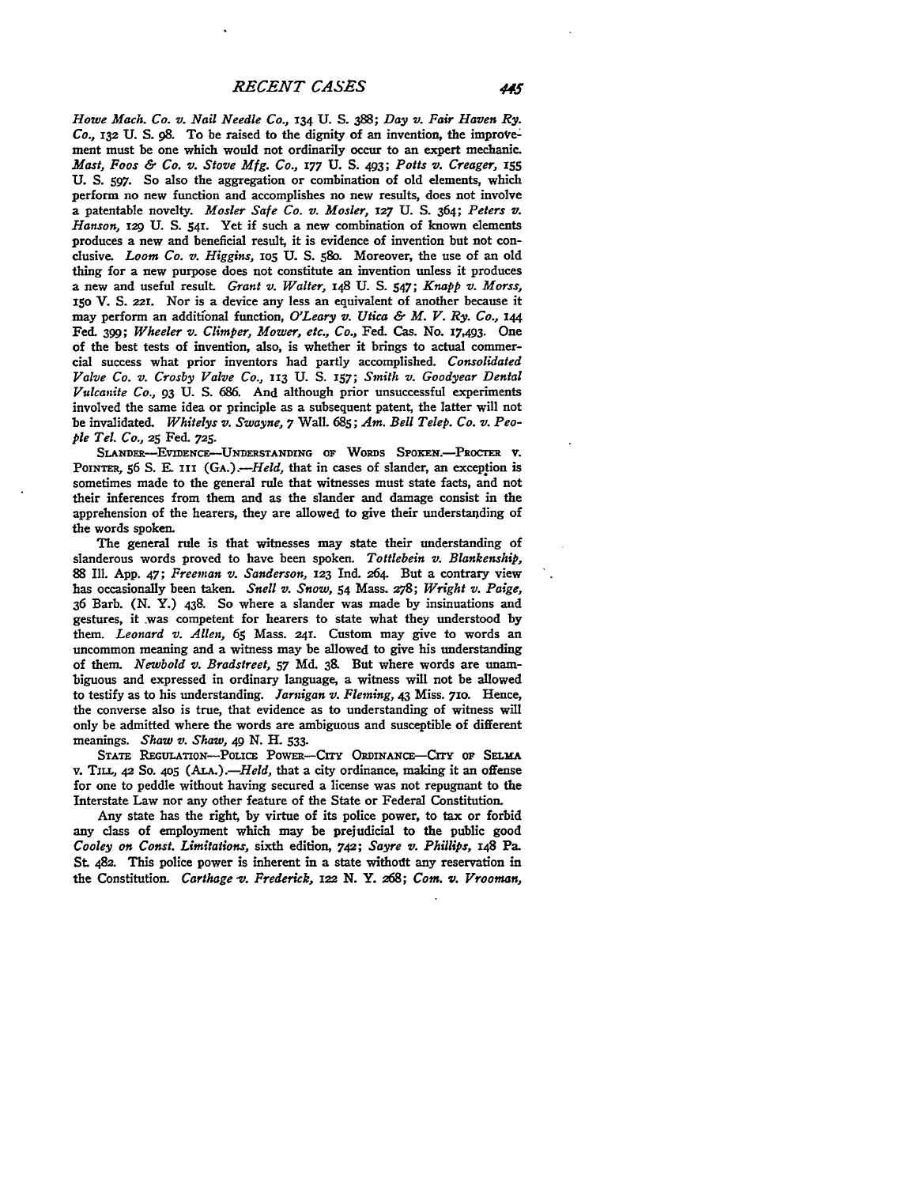*Howe Mach. Co. v. Nail Needle Co.*, 134 U. S. 388; *Day v. Fair Haven Ry. Co.*, 132 U. S. 98. To be raised to the dignity of an invention, the improvement must be one which would not ordinarily occur to an expert mechanic. *Mast, Foos & Co. v. Stove Mfg. Co.*, 177 U. S. 493; *Potts v. Creager*, 155 U. S. 597. So also the aggregation or combination of old elements, which perform no new function and accomplishes no new results, does not involve a patentable novelty. *Mosler Safe Co. v. Mosler*, 127 U. S. 364; *Peters v. Hanson*, 129 U. S. 541. Yet if such a new combination of known elements produces a new and beneficial result, it is evidence of invention but not conclusive. *Loom Co. v. Higgins*, 105 U. S. 580. Moreover, the use of an old thing for a new purpose does not constitute an invention unless it produces a new and useful result. *Grant v. Walter*, 148 U. S. 547; *Knapp v. Morss*, 150 V. S. 221. Nor is a device any less an equivalent of another because it may perform an additional function, *O'Leary v. Utica & M. V. Ry. Co.*, 144 Fed. 399; *Wheeler v. Climper, Mower, etc., Co.*, Fed. Cas. No. 17,493. One of the best tests of invention, also, is whether it brings to actual commercial success what prior inventors had partly accomplished. *Consolidated Valve Co. v. Crosby Valve Co.*, 113 U. S. 157; *Smith v. Goodyear Dental Vulcanite Co.*, 93 U. S. 686. And although prior unsuccessful experiments involved the same idea or principle as a subsequent patent, the latter will not be invalidated. *Whitelys v. Swayne*, 7 Wall. 685; *Am. Bell Teleph. Co. v. People Tel. Co.*, 25 Fed. 725.

SLANDER—EVIDENCE—UNDERSTANDING OF WORDS SPOKEN.—PROCTER V. POINTER, 56 S. E. 111 (GA.).—*Held*, that in cases of slander, an exception is sometimes made to the general rule that witnesses must state facts, and not their inferences from them and as the slander and damage consist in the apprehension of the hearers, they are allowed to give their understanding of the words spoken.

The general rule is that witnesses may state their understanding of slanderous words proved to have been spoken. *Tottlebein v. Blankenship*, 88 Ill. App. 47; *Freeman v. Sanderson*, 123 Ind. 264. But a contrary view has occasionally been taken. *Snell v. Snow*, 54 Mass. 278; *Wright v. Paige*, 36 Barb. (N. Y.) 438. So where a slander was made by insinuations and gestures, it was competent for hearers to state what they understood by them. *Leonard v. Allen*, 65 Mass. 241. Custom may give to words an uncommon meaning and a witness may be allowed to give his understanding of them. *Newbold v. Bradstreet*, 57 Md. 38. But where words are unambiguous and expressed in ordinary language, a witness will not be allowed to testify as to his understanding. *Jarnigan v. Fleming*, 43 Miss. 710. Hence, the converse also is true, that evidence as to understanding of witness will only be admitted where the words are ambiguous and susceptible of different meanings. *Shaw v. Shaw*, 49 N. H. 533.

STATE REGULATION—POLICE POWER—CITY ORDINANCE—CITY OF SELMA V. TILL, 42 So. 405 (ALA.).—*Held*, that a city ordinance, making it an offense for one to peddle without having secured a license was not repugnant to the Interstate Law nor any other feature of the State or Federal Constitution.

Any state has the right, by virtue of its police power, to tax or forbid any class of employment which may be prejudicial to the public good *Cooley on Const. Limitations*, sixth edition, 742; *Sayre v. Phillips*, 148 Pa. St. 482. This police power is inherent in a state without any reservation in the Constitution. *Carthage v. Frederick*, 122 N. Y. 268; *Com. v. Vrooman*,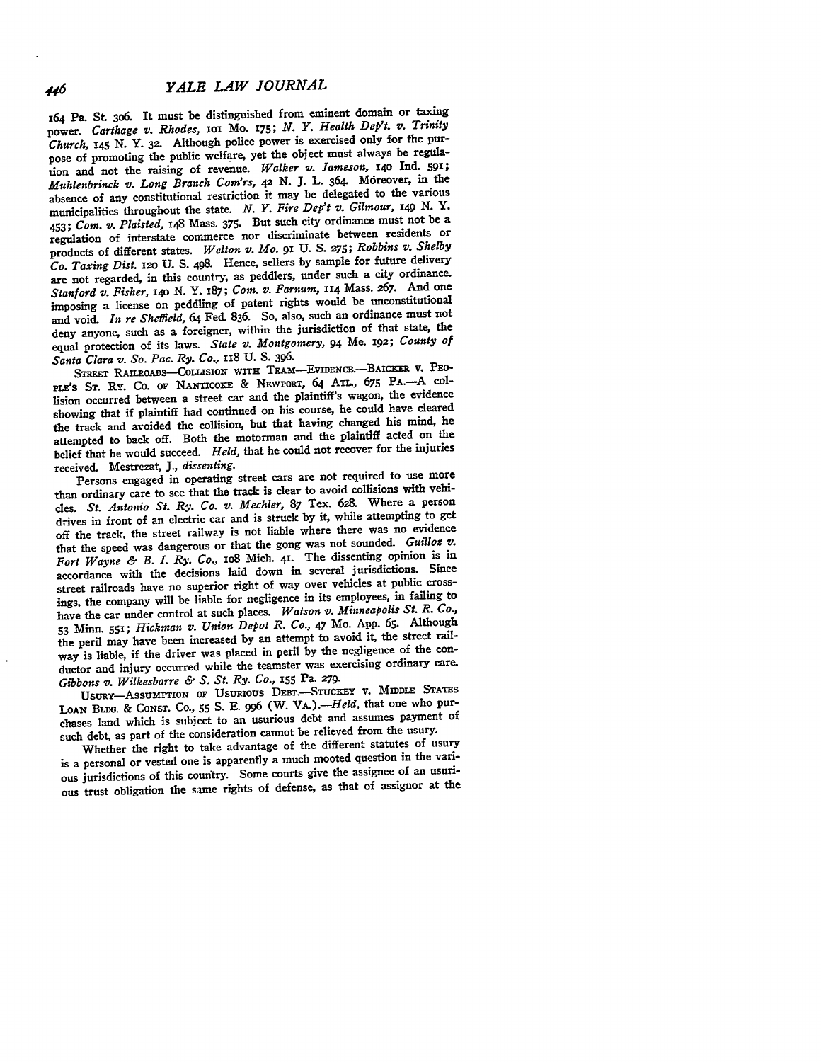164 Pa. St. 306. It must be distinguished from eminent domain or taxing power. *Carthage v. Rhodes*, 101 Mo. 175; *N. Y. Health Dep't. v. Trinity Church*, 145 N. Y. 32. Although police power is exercised only for the purpose of promoting the public welfare, yet the object must always be regulation and not the raising of revenue. *Walker v. Jameson*, 140 Ind. 591; *Muhlenbrinck v. Long Branch Com'rs*, 42 N. J. L. 364. Moreover, in the absence of any constitutional restriction it may be delegated to the various municipalities throughout the state. *N. Y. Fire Dep't v. Gilmour*, 149 N. Y. 453; *Com. v. Plaisted*, 148 Mass. 375. But such city ordinance must not be a regulation of interstate commerce nor discriminate between residents or products of different states. *Welton v. Mo.* 91 U. S. 275; *Robbins v. Shelby Co. Taxing Dist.* 120 U. S. 498. Hence, sellers by sample for future delivery are not regarded, in this country, as peddlers, under such a city ordinance. *Stanford v. Fisher*, 140 N. Y. 187; *Com. v. Farnum*, 114 Mass. 267. And one imposing a license on peddling of patent rights would be unconstitutional and void. *In re Sheffield*, 64 Fed. 836. So, also, such an ordinance must not deny anyone, such as a foreigner, within the jurisdiction of that state, the equal protection of its laws. *State v. Montgomery*, 94 Me. 192; *County of Santa Clara v. So. Pac. Ry. Co.*, 118 U. S. 396.

STREET RAILROADS—COLLISION WITH TEAM—EVIDENCE.—BAICKER V. PEOPLE'S ST. RY. CO. OF NANTICOKE & NEWPORT, 64 ATL., 675 PA.—A collision occurred between a street car and the plaintiff's wagon, the evidence showing that if plaintiff had continued on his course, he could have cleared the track and avoided the collision, but that having changed his mind, he attempted to back off. Both the motorman and the plaintiff acted on the belief that he would succeed. *Held*, that he could not recover for the injuries received. Mestrezat, J., *dissenting*.

Persons engaged in operating street cars are not required to use more than ordinary care to see that the track is clear to avoid collisions with vehicles. *St. Antonio St. Ry. Co. v. Mechler*, 87 Tex. 628. Where a person drives in front of an electric car and is struck by it, while attempting to get off the track, the street railway is not liable where there was no evidence that the speed was dangerous or that the gong was not sounded. *Guilloz v. Fort Wayne & B. I. Ry. Co.*, 108 Mich. 41. The dissenting opinion is in accordance with the decisions laid down in several jurisdictions. Since street railroads have no superior right of way over vehicles at public crossings, the company will be liable for negligence in its employees, in failing to have the car under control at such places. *Watson v. Minneapolis St. R. Co.*, 53 Minn. 551; *Hickman v. Union Depot R. Co.*, 47 Mo. App. 65. Although the peril may have been increased by an attempt to avoid it, the street railway is liable, if the driver was placed in peril by the negligence of the conductor and injury occurred while the teamster was exercising ordinary care. *Gibbons v. Wilkesbarre & S. St. Ry. Co.*, 155 Pa. 279.

USURY—ASSUMPTION OF USURIOUS DEBT.—STUCKEY V. MIDDLE STATES LOAN BLDG. & CONST. CO., 55 S. E. 996 (W. VA.).—*Held*, that one who purchases land which is subject to an usurious debt and assumes payment of such debt, as part of the consideration cannot be relieved from the usury.

Whether the right to take advantage of the different statutes of usury is a personal or vested one is apparently a much mooted question in the various jurisdictions of this country. Some courts give the assignee of an usurious trust obligation the same rights of defense, as that of assignor at the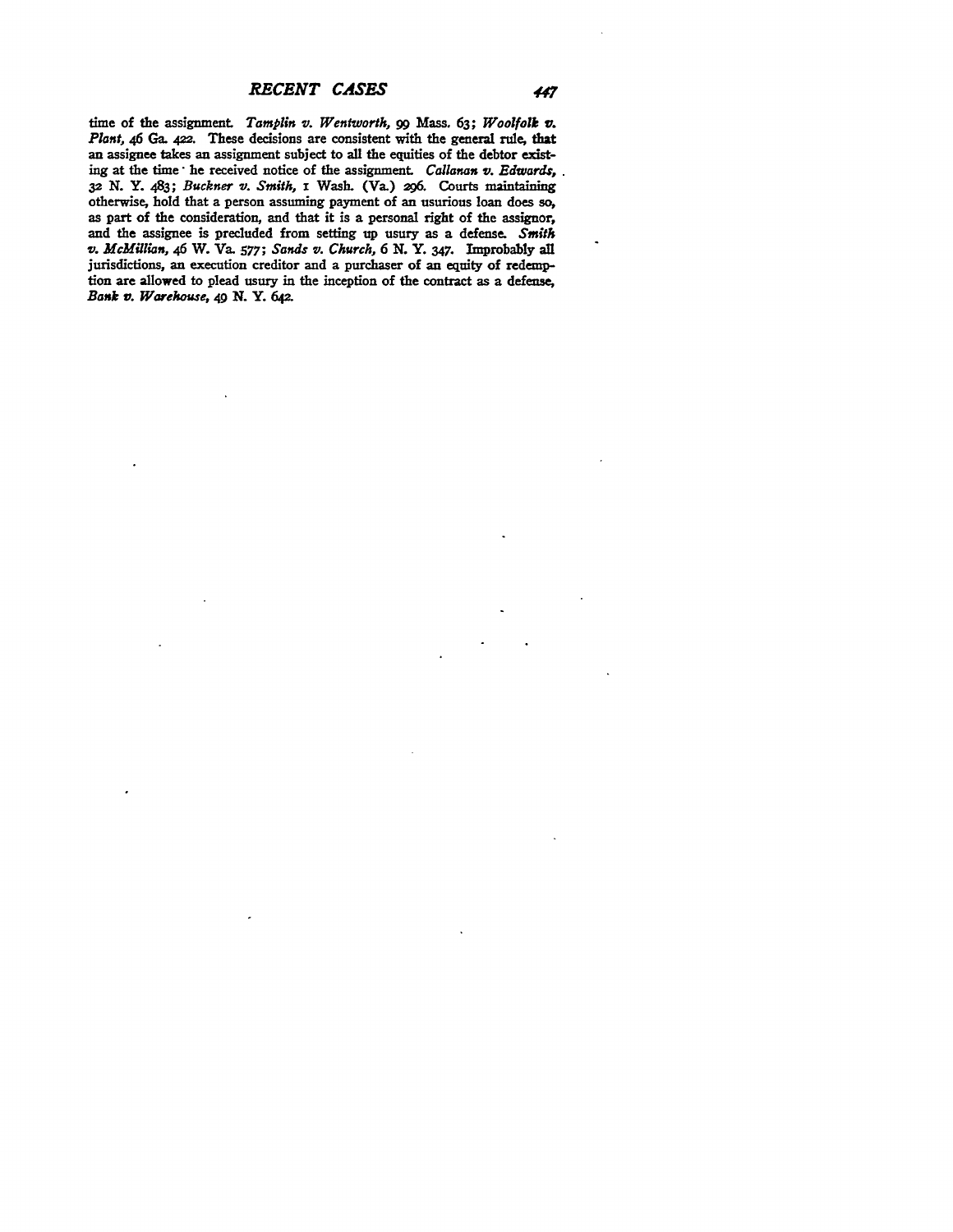time of the assignment. *Tamplin v. Wentworth*, 99 Mass. 63; *Woolfolk v. Plant*, 46 Ga. 422. These decisions are consistent with the general rule, that an assignee takes an assignment subject to all the equities of the debtor existing at the time he received notice of the assignment. *Callanan v. Edwards*, 32 N. Y. 483; *Buckner v. Smith*, 1 Wash. (Va.) 296. Courts maintaining otherwise, hold that a person assuming payment of an usurious loan does so, as part of the consideration, and that it is a personal right of the assignor, and the assignee is precluded from setting up usury as a defense. *Smith v. McMillian*, 46 W. Va. 577; *Sands v. Church*, 6 N. Y. 347. Improbably all jurisdictions, an execution creditor and a purchaser of an equity of redemption are allowed to plead usury in the inception of the contract as a defense, *Bank v. Warehouse*, 49 N. Y. 642.